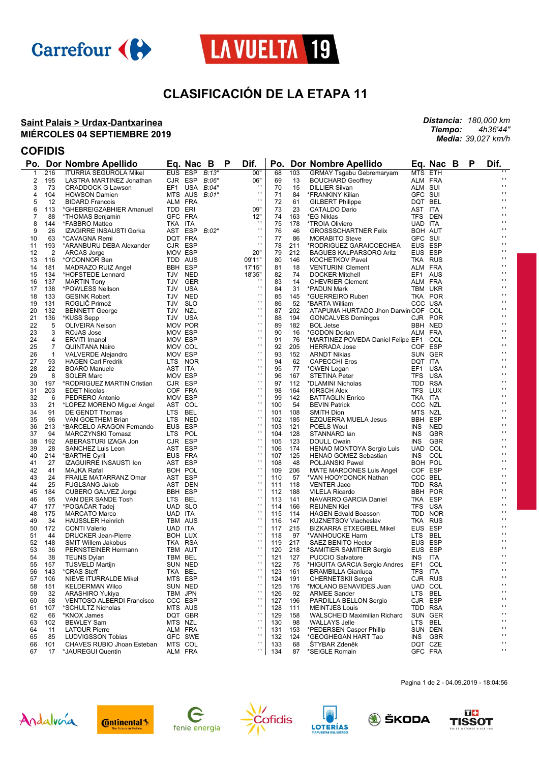Carrefour

LA VUELTA 19

# CLASIFICACIÓN DE LA ETAPA 11

**Saint Palais > Urdax-Dantxarinea**
**MIÉRCOLES 04 SEPTIEMBRE 2019**

***Distancia:*** *180,000 km*
***Tiempo:*** *4h36'44"*
***Media:*** *39,027 km/h*

## COFIDIS

| Po. | Dor | Nombre Apellido | Eq. | Nac | B | P | Dif. |
|---|---|---|---|---|---|---|---|
| 1 | 216 | ITURRIA SEGUROLA Mikel | EUS | ESP | B:13" | | 00" |
| 2 | 195 | LASTRA MARTINEZ Jonathan | CJR | ESP | B:06" | | 06" |
| 3 | 73 | CRADDOCK G Lawson | EF1 | USA | B:04" | | ' ' |
| 4 | 104 | HOWSON Damien | MTS | AUS | B:01" | | ' ' |
| 5 | 12 | BIDARD Francois | ALM | FRA | | | ' ' |
| 6 | 113 | *GHEBREIGZABHIER Amanuel | TDD | ERI | | | 09" |
| 7 | 88 | *THOMAS Benjamin | GFC | FRA | | | 12" |
| 8 | 144 | *FABBRO Matteo | TKA | ITA | | | ' ' |
| 9 | 26 | IZAGIRRE INSAUSTI Gorka | AST | ESP | B:02" | | ' ' |
| 10 | 63 | *CAVAGNA Remi | DQT | FRA | | | ' ' |
| 11 | 193 | *ARANBURU DEBA Alexander | CJR | ESP | | | ' ' |
| 12 | 2 | ARCAS Jorge | MOV | ESP | | | 20" |
| 13 | 116 | *O'CONNOR Ben | TDD | AUS | | | 09'11" |
| 14 | 181 | MADRAZO RUIZ Angel | BBH | ESP | | | 17'15" |
| 15 | 134 | *HOFSTEDE Lennard | TJV | NED | | | 18'35" |
| 16 | 137 | MARTIN Tony | TJV | GER | | | ' ' |
| 17 | 138 | *POWLESS Neilson | TJV | USA | | | ' ' |
| 18 | 133 | GESINK Robert | TJV | NED | | | ' ' |
| 19 | 131 | ROGLIČ Primož | TJV | SLO | | | ' ' |
| 20 | 132 | BENNETT George | TJV | NZL | | | ' ' |
| 21 | 136 | *KUSS Sepp | TJV | USA | | | ' ' |
| 22 | 5 | OLIVEIRA Nelson | MOV | POR | | | ' ' |
| 23 | 3 | ROJAS Jose | MOV | ESP | | | ' ' |
| 24 | 4 | ERVITI Imanol | MOV | ESP | | | ' ' |
| 25 | 7 | QUINTANA Nairo | MOV | COL | | | ' ' |
| 26 | 1 | VALVERDE Alejandro | MOV | ESP | | | ' ' |
| 27 | 93 | HAGEN Carl Fredrik | LTS | NOR | | | ' ' |
| 28 | 22 | BOARO Manuele | AST | ITA | | | ' ' |
| 29 | 8 | SOLER Marc | MOV | ESP | | | ' ' |
| 30 | 197 | *RODRIGUEZ MARTIN Cristian | CJR | ESP | | | ' ' |
| 31 | 203 | EDET Nicolas | COF | FRA | | | ' ' |
| 32 | 6 | PEDRERO Antonio | MOV | ESP | | | ' ' |
| 33 | 21 | *LOPEZ MORENO Miguel Angel | AST | COL | | | ' ' |
| 34 | 91 | DE GENDT Thomas | LTS | BEL | | | ' ' |
| 35 | 96 | VAN GOETHEM Brian | LTS | NED | | | ' ' |
| 36 | 213 | *BARCELO ARAGON Fernando | EUS | ESP | | | ' ' |
| 37 | 94 | MARCZYNSKI Tomasz | LTS | POL | | | ' ' |
| 38 | 192 | ABERASTURI IZAGA Jon | CJR | ESP | | | ' ' |
| 39 | 28 | SANCHEZ Luis Leon | AST | ESP | | | ' ' |
| 40 | 214 | *BARTHE Cyril | EUS | FRA | | | ' ' |
| 41 | 27 | IZAGUIRRE INSAUSTI Ion | AST | ESP | | | ' ' |
| 42 | 41 | MAJKA Rafal | BOH | POL | | | ' ' |
| 43 | 24 | FRAILE MATARRANZ Omar | AST | ESP | | | ' ' |
| 44 | 25 | FUGLSANG Jakob | AST | DEN | | | ' ' |
| 45 | 184 | CUBERO GALVEZ Jorge | BBH | ESP | | | ' ' |
| 46 | 95 | VAN DER SANDE Tosh | LTS | BEL | | | ' ' |
| 47 | 177 | *POGAČAR Tadej | UAD | SLO | | | ' ' |
| 48 | 175 | MARCATO Marco | UAD | ITA | | | ' ' |
| 49 | 34 | HAUSSLER Heinrich | TBM | AUS | | | ' ' |
| 50 | 172 | CONTI Valerio | UAD | ITA | | | ' ' |
| 51 | 44 | DRUCKER Jean-Pierre | BOH | LUX | | | ' ' |
| 52 | 148 | SMIT Willem Jakobus | TKA | RSA | | | ' ' |
| 53 | 36 | PERNSTEINER Hermann | TBM | AUT | | | ' ' |
| 54 | 38 | TEUNS Dylan | TBM | BEL | | | ' ' |
| 55 | 157 | TUSVELD Martijn | SUN | NED | | | ' ' |
| 56 | 143 | *CRAS Steff | TKA | BEL | | | ' ' |
| 57 | 106 | NIEVE ITURRALDE Mikel | MTS | ESP | | | ' ' |
| 58 | 151 | KELDERMAN Wilco | SUN | NED | | | ' ' |
| 59 | 32 | ARASHIRO Yukiya | TBM | JPN | | | ' ' |
| 60 | 58 | VENTOSO ALBERDI Francisco | CCC | ESP | | | ' ' |
| 61 | 107 | *SCHULTZ Nicholas | MTS | AUS | | | ' ' |
| 62 | 66 | *KNOX James | DQT | GBR | | | ' ' |
| 63 | 102 | BEWLEY Sam | MTS | NZL | | | ' ' |
| 64 | 11 | LATOUR Pierre | ALM | FRA | | | ' ' |
| 65 | 85 | LUDVIGSSON Tobias | GFC | SWE | | | ' ' |
| 66 | 101 | CHAVES RUBIO Jhoan Esteban | MTS | COL | | | ' ' |
| 67 | 17 | *JAUREGUI Quentin | ALM | FRA | | | ' ' |
| 68 | 103 | GRMAY Tsgabu Gebremaryam | MTS | ETH | | | ' ' |
| 69 | 13 | BOUCHARD Geoffrey | ALM | FRA | | | ' ' |
| 70 | 15 | DILLIER Silvan | ALM | SUI | | | ' ' |
| 71 | 84 | *FRANKINY Kilian | GFC | SUI | | | ' ' |
| 72 | 61 | GILBERT Philippe | DQT | BEL | | | ' ' |
| 73 | 23 | CATALDO Dario | AST | ITA | | | ' ' |
| 74 | 163 | *EG Niklas | TFS | DEN | | | ' ' |
| 75 | 178 | *TROIA Oliviero | UAD | ITA | | | ' ' |
| 76 | 46 | GROSSSCHARTNER Felix | BOH | AUT | | | ' ' |
| 77 | 86 | MORABITO Steve | GFC | SUI | | | ' ' |
| 78 | 211 | *RODRIGUEZ GARAICOECHEA | EUS | ESP | | | ' ' |
| 79 | 212 | BAGUES KALPARSORO Aritz | EUS | ESP | | | ' ' |
| 80 | 146 | KOCHETKOV Pavel | TKA | RUS | | | ' ' |
| 81 | 18 | VENTURINI Clement | ALM | FRA | | | ' ' |
| 82 | 74 | DOCKER Mitchell | EF1 | AUS | | | ' ' |
| 83 | 14 | CHEVRIER Clement | ALM | FRA | | | ' ' |
| 84 | 31 | *PADUN Mark | TBM | UKR | | | ' ' |
| 85 | 145 | *GUERREIRO Ruben | TKA | POR | | | ' ' |
| 86 | 52 | *BARTA William | CCC | USA | | | ' ' |
| 87 | 202 | ATAPUMA HURTADO Jhon Darwin | COF | COL | | | ' ' |
| 88 | 194 | GONCALVES Domingos | CJR | POR | | | ' ' |
| 89 | 182 | BOL Jetse | BBH | NED | | | ' ' |
| 90 | 16 | *GODON Dorian | ALM | FRA | | | ' ' |
| 91 | 76 | *MARTINEZ POVEDA Daniel Felipe | EF1 | COL | | | ' ' |
| 92 | 205 | HERRADA Jose | COF | ESP | | | ' ' |
| 93 | 152 | ARNDT Nikias | SUN | GER | | | ' ' |
| 94 | 62 | CAPECCHI Eros | DQT | ITA | | | ' ' |
| 95 | 77 | *OWEN Logan | EF1 | USA | | | ' ' |
| 96 | 167 | STETINA Peter | TFS | USA | | | ' ' |
| 97 | 112 | *DLAMINI Nicholas | TDD | RSA | | | ' ' |
| 98 | 164 | KIRSCH Alex | TFS | LUX | | | ' ' |
| 99 | 142 | BATTAGLIN Enrico | TKA | ITA | | | ' ' |
| 100 | 54 | BEVIN Patrick | CCC | NZL | | | ' ' |
| 101 | 108 | SMITH Dion | MTS | NZL | | | ' ' |
| 102 | 185 | EZQUERRA MUELA Jesus | BBH | ESP | | | ' ' |
| 103 | 121 | POELS Wout | INS | NED | | | ' ' |
| 104 | 128 | STANNARD Ian | INS | GBR | | | ' ' |
| 105 | 123 | DOULL Owain | INS | GBR | | | ' ' |
| 106 | 174 | HENAO MONTOYA Sergio Luis | UAD | COL | | | ' ' |
| 107 | 125 | HENAO GOMEZ Sebastian | INS | COL | | | ' ' |
| 108 | 48 | POLJANSKI Pawel | BOH | POL | | | ' ' |
| 109 | 206 | MATE MARDONES Luis Angel | COF | ESP | | | ' ' |
| 110 | 57 | *VAN HOOYDONCK Nathan | CCC | BEL | | | ' ' |
| 111 | 118 | VENTER Jaco | TDD | RSA | | | ' ' |
| 112 | 188 | VILELA Ricardo | BBH | POR | | | ' ' |
| 113 | 141 | NAVARRO GARCIA Daniel | TKA | ESP | | | ' ' |
| 114 | 166 | REIJNEN Kiel | TFS | USA | | | ' ' |
| 115 | 114 | HAGEN Edvald Boasson | TDD | NOR | | | ' ' |
| 116 | 147 | KUZNETSOV Viacheslav | TKA | RUS | | | ' ' |
| 117 | 215 | BIZKARRA ETXEGIBEL Mikel | EUS | ESP | | | ' ' |
| 118 | 97 | *VANHOUCKE Harm | LTS | BEL | | | ' ' |
| 119 | 217 | SAEZ BENITO Hector | EUS | ESP | | | ' ' |
| 120 | 218 | *SAMITIER SAMITIER Sergio | EUS | ESP | | | ' ' |
| 121 | 127 | PUCCIO Salvatore | INS | ITA | | | ' ' |
| 122 | 75 | *HIGUITA GARCIA Sergio Andres | EF1 | COL | | | ' ' |
| 123 | 161 | BRAMBILLA Gianluca | TFS | ITA | | | ' ' |
| 124 | 191 | CHERNETSKII Sergei | CJR | RUS | | | ' ' |
| 125 | 176 | *MOLANO BENAVIDES Juan | UAD | COL | | | ' ' |
| 126 | 92 | ARMEE Sander | LTS | BEL | | | ' ' |
| 127 | 196 | PARDILLA BELLON Sergio | CJR | ESP | | | ' ' |
| 128 | 111 | MEINTJES Louis | TDD | RSA | | | ' ' |
| 129 | 158 | WALSCHEID Maximilian Richard | SUN | GER | | | ' ' |
| 130 | 98 | WALLAYS Jelle | LTS | BEL | | | ' ' |
| 131 | 153 | *PEDERSEN Casper Phillip | SUN | DEN | | | ' ' |
| 132 | 124 | *GEOGHEGAN HART Tao | INS | GBR | | | ' ' |
| 133 | 68 | ŠTYBAR Zdeněk | DQT | CZE | | | ' ' |
| 134 | 87 | *SEIGLE Romain | GFC | FRA | | | ' ' |

Pagina 1 de 2 - 04.09.2019 - 18:04:56

Andalucía · Continental · fenie energía · Cofidis · LOTERÍAS Y APUESTAS DEL ESTADO · ŠKODA · TISSOT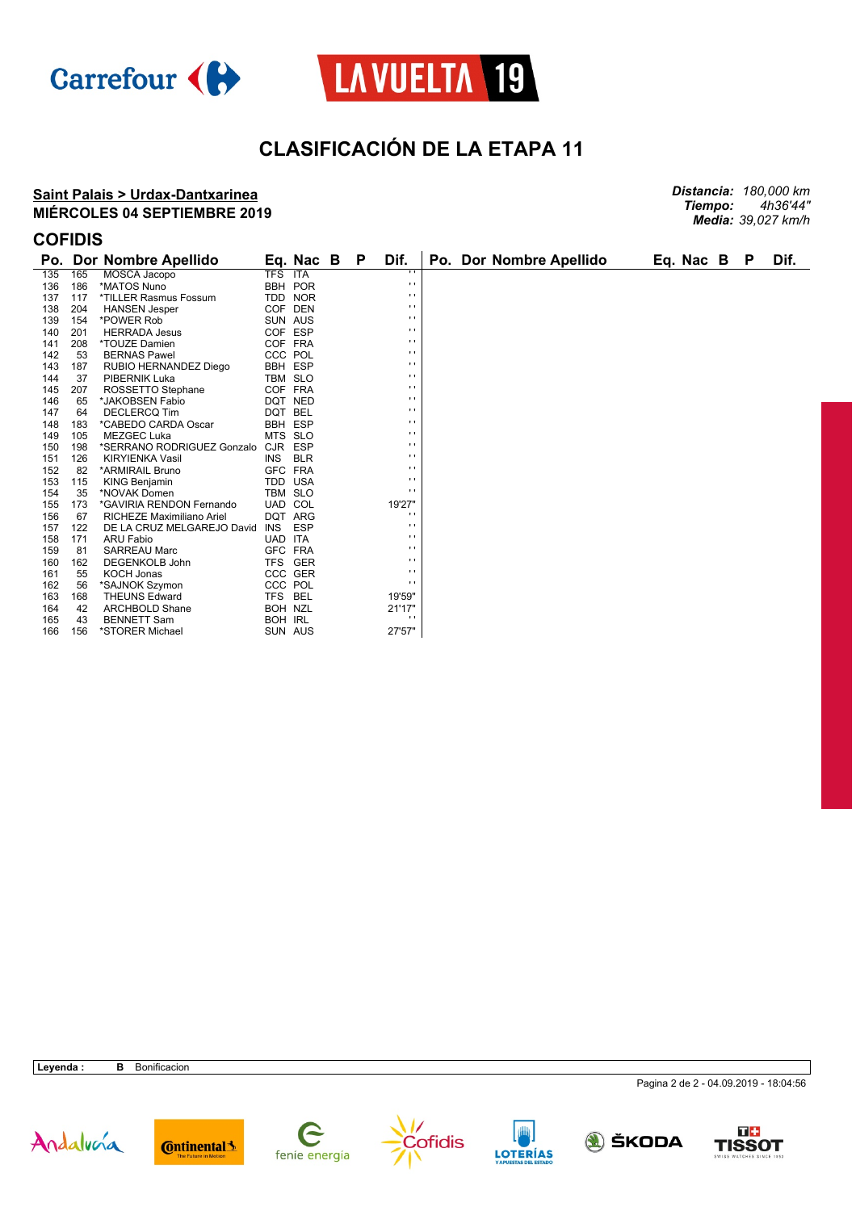# CLASIFICACIÓN DE LA ETAPA 11

**Saint Palais > Urdax-Dantxarinea**
**MIÉRCOLES 04 SEPTIEMBRE 2019**

***Distancia:*** *180,000 km*
***Tiempo:*** *4h36'44"*
***Media:*** *39,027 km/h*

## COFIDIS

| Po. | Dor | Nombre Apellido | Eq. | Nac | B | P | Dif. |
|---|---|---|---|---|---|---|---|
| 135 | 165 | MOSCA Jacopo | TFS | ITA | | | ' ' |
| 136 | 186 | *MATOS Nuno | BBH | POR | | | ' ' |
| 137 | 117 | *TILLER Rasmus Fossum | TDD | NOR | | | ' ' |
| 138 | 204 | HANSEN Jesper | COF | DEN | | | ' ' |
| 139 | 154 | *POWER Rob | SUN | AUS | | | ' ' |
| 140 | 201 | HERRADA Jesus | COF | ESP | | | ' ' |
| 141 | 208 | *TOUZE Damien | COF | FRA | | | ' ' |
| 142 | 53 | BERNAS Pawel | CCC | POL | | | ' ' |
| 143 | 187 | RUBIO HERNANDEZ Diego | BBH | ESP | | | ' ' |
| 144 | 37 | PIBERNIK Luka | TBM | SLO | | | ' ' |
| 145 | 207 | ROSSETTO Stephane | COF | FRA | | | ' ' |
| 146 | 65 | *JAKOBSEN Fabio | DQT | NED | | | ' ' |
| 147 | 64 | DECLERCQ Tim | DQT | BEL | | | ' ' |
| 148 | 183 | *CABEDO CARDA Oscar | BBH | ESP | | | ' ' |
| 149 | 105 | MEZGEC Luka | MTS | SLO | | | ' ' |
| 150 | 198 | *SERRANO RODRIGUEZ Gonzalo | CJR | ESP | | | ' ' |
| 151 | 126 | KIRYIENKA Vasil | INS | BLR | | | ' ' |
| 152 | 82 | *ARMIRAIL Bruno | GFC | FRA | | | ' ' |
| 153 | 115 | KING Benjamin | TDD | USA | | | ' ' |
| 154 | 35 | *NOVAK Domen | TBM | SLO | | | ' ' |
| 155 | 173 | *GAVIRIA RENDON Fernando | UAD | COL | | | 19'27" |
| 156 | 67 | RICHEZE Maximiliano Ariel | DQT | ARG | | | ' ' |
| 157 | 122 | DE LA CRUZ MELGAREJO David | INS | ESP | | | ' ' |
| 158 | 171 | ARU Fabio | UAD | ITA | | | ' ' |
| 159 | 81 | SARREAU Marc | GFC | FRA | | | ' ' |
| 160 | 162 | DEGENKOLB John | TFS | GER | | | ' ' |
| 161 | 55 | KOCH Jonas | CCC | GER | | | ' ' |
| 162 | 56 | *SAJNOK Szymon | CCC | POL | | | ' ' |
| 163 | 168 | THEUNS Edward | TFS | BEL | | | 19'59" |
| 164 | 42 | ARCHBOLD Shane | BOH | NZL | | | 21'17" |
| 165 | 43 | BENNETT Sam | BOH | IRL | | | ' ' |
| 166 | 156 | *STORER Michael | SUN | AUS | | | 27'57" |

**Leyenda :** **B** Bonificacion

Pagina 2 de 2 - 04.09.2019 - 18:04:56